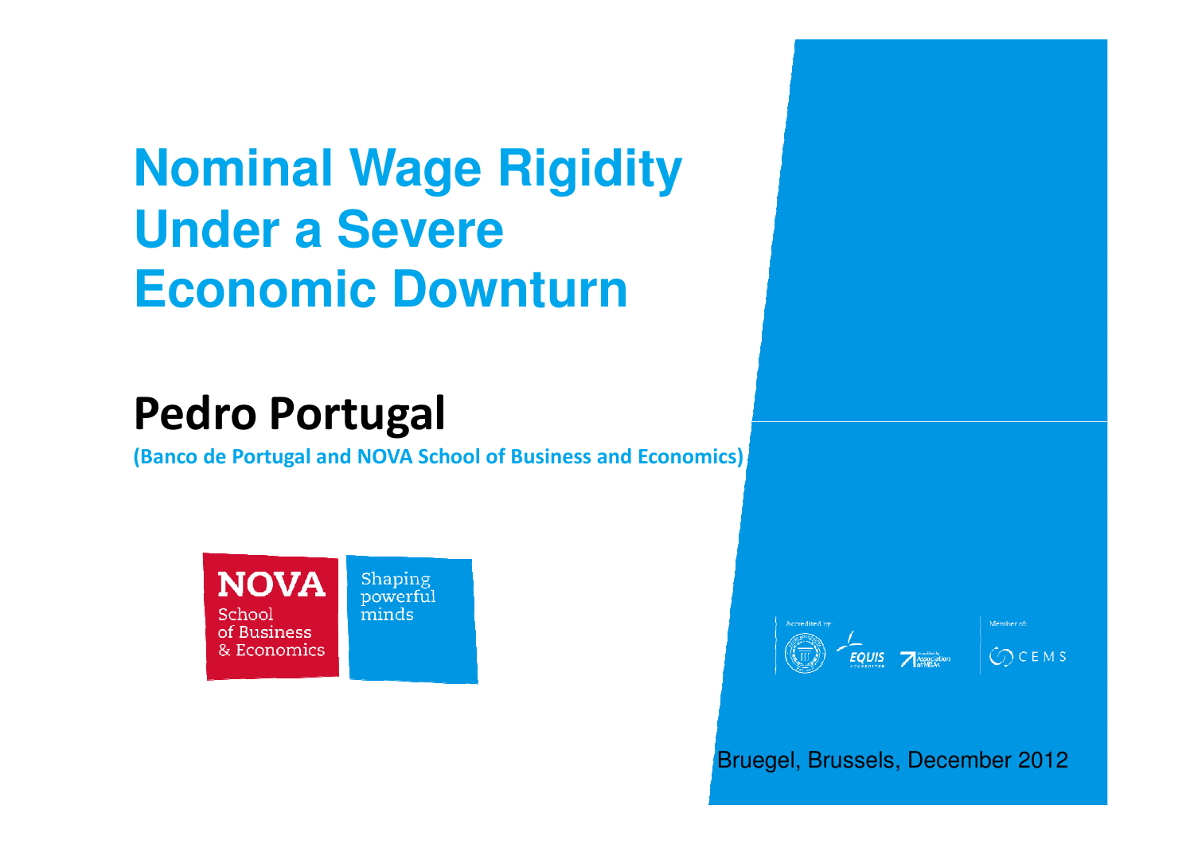# Nominal Wage Rigidity Under a Severe Economic Downturn

## Pedro Portugal

**(Banco de Portugal and NOVA School of Business and Economics)**

NOVA School of Business & Economics

Shaping powerful minds

Accredited by: EQUIS Association of MBAs

Member of: CEMS

Bruegel, Brussels, December 2012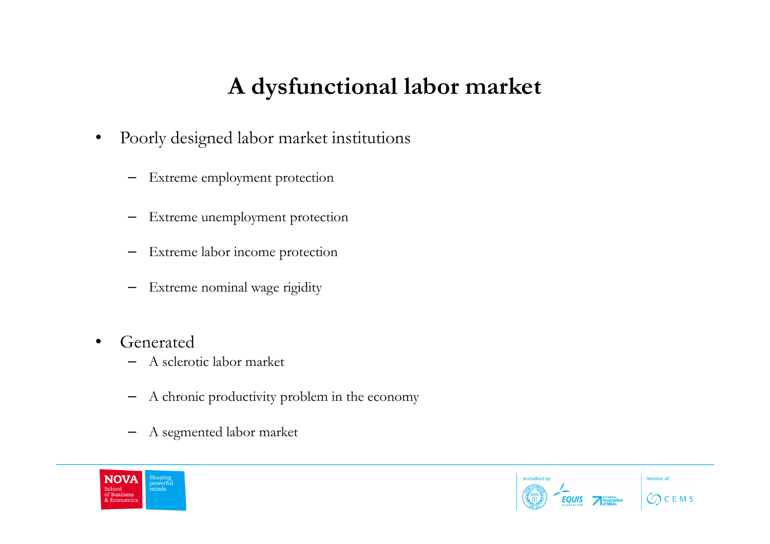# A dysfunctional labor market

- Poorly designed labor market institutions
  - Extreme employment protection
  - Extreme unemployment protection
  - Extreme labor income protection
  - Extreme nominal wage rigidity
- Generated
  - A sclerotic labor market
  - A chronic productivity problem in the economy
  - A segmented labor market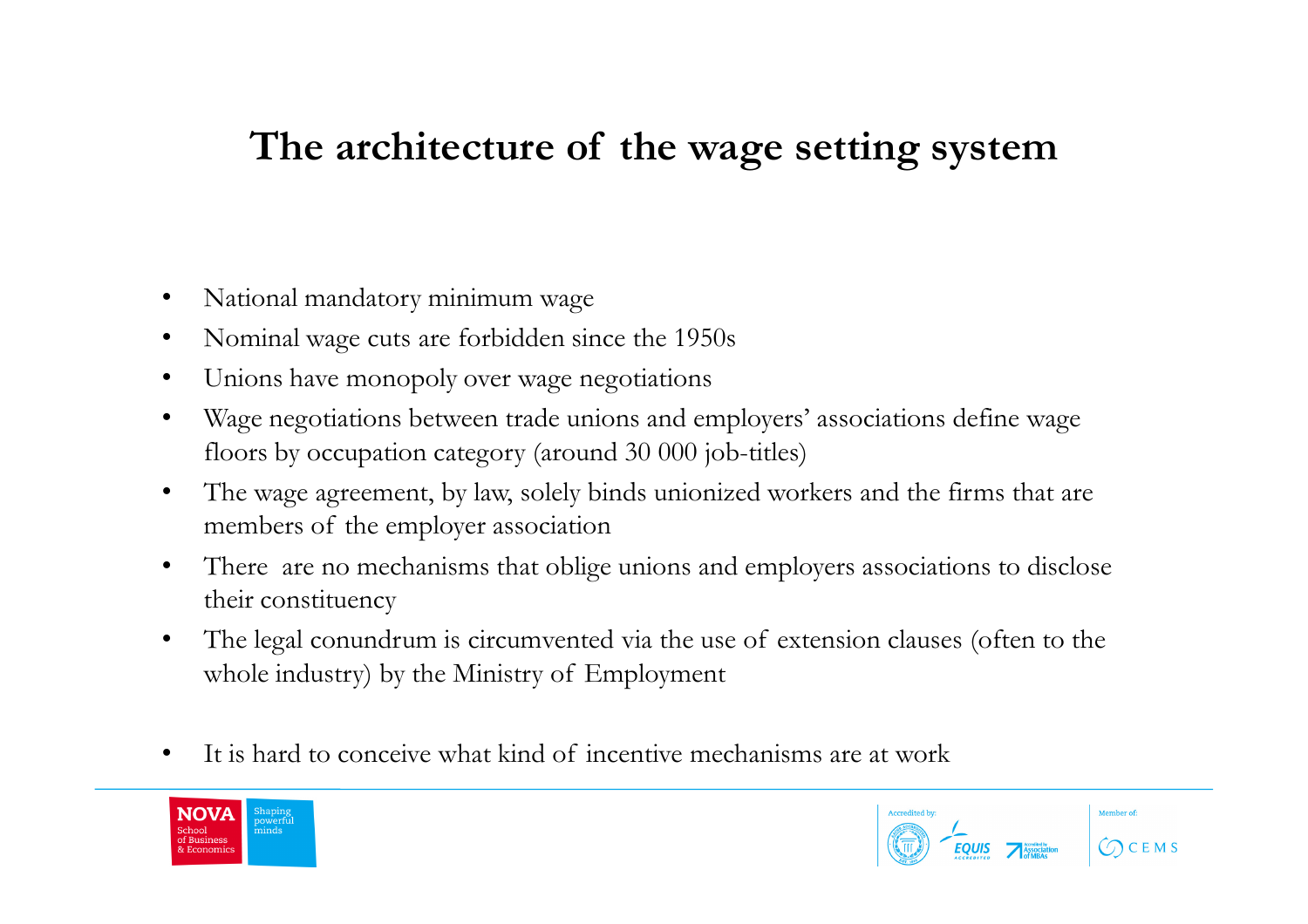# The architecture of the wage setting system

- National mandatory minimum wage
- Nominal wage cuts are forbidden since the 1950s
- Unions have monopoly over wage negotiations
- Wage negotiations between trade unions and employers' associations define wage floors by occupation category (around 30 000 job-titles)
- The wage agreement, by law, solely binds unionized workers and the firms that are members of the employer association
- There are no mechanisms that oblige unions and employers associations to disclose their constituency
- The legal conundrum is circumvented via the use of extension clauses (often to the whole industry) by the Ministry of Employment

- It is hard to conceive what kind of incentive mechanisms are at work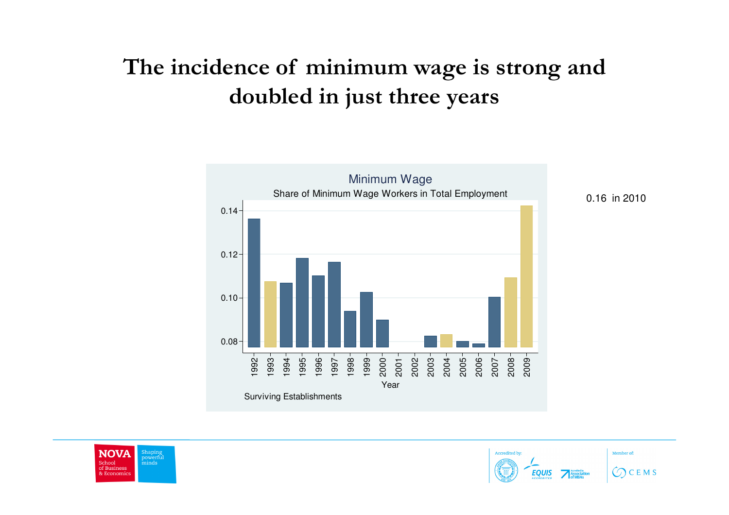# The incidence of minimum wage is strong and doubled in just three years

Minimum Wage

Share of Minimum Wage Workers in Total Employment

0.14

0.12

0.10

0.08

1992 1993 1994 1995 1996 1997 1998 1999 2000 2001 2002 2003 2004 2005 2006 2007 2008 2009

Year

Surviving Establishments

0.16 in 2010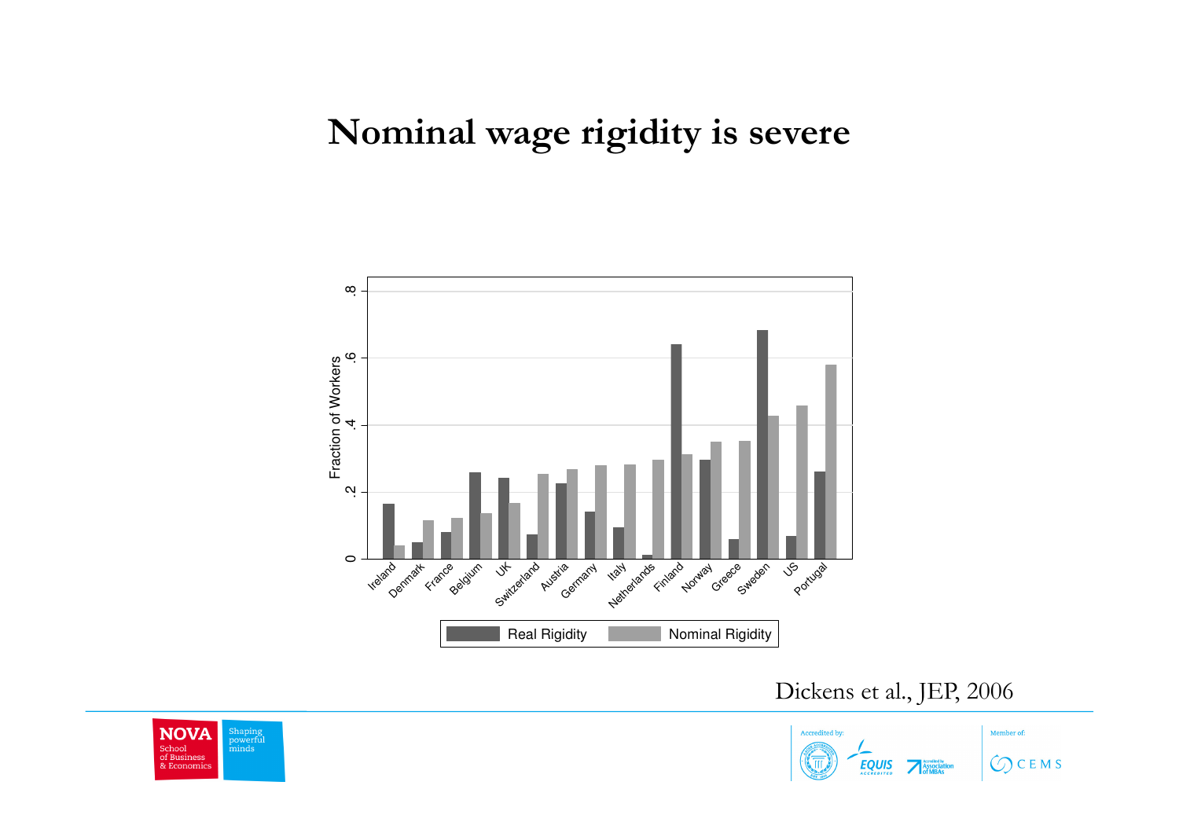# Nominal wage rigidity is severe

Fraction of Workers

0
.2
.4
.6
.8

Ireland
Denmark
France
Belgium
UK
Switzerland
Austria
Germany
Italy
Netherlands
Finland
Norway
Greece
Sweden
US
Portugal

Real Rigidity
Nominal Rigidity

Dickens et al., JEP, 2006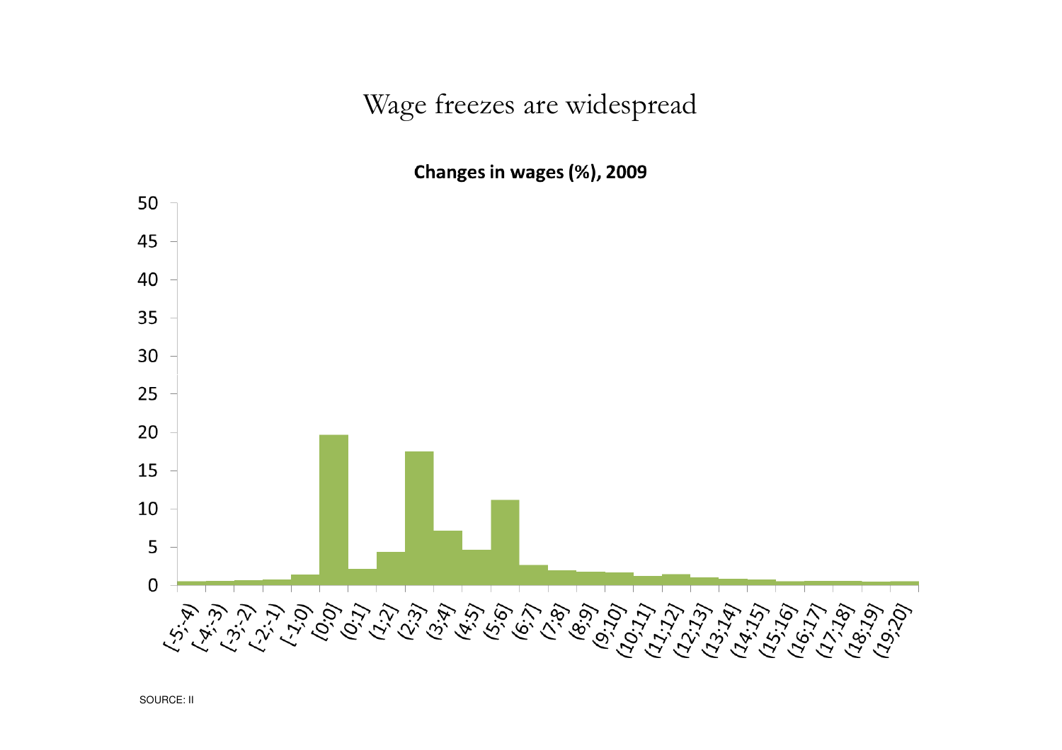# Wage freezes are widespread

**Changes in wages (%), 2009**

50
45
40
35
30
25
20
15
10
5
0

[-5;-4) [-4;-3) [-3;-2) [-2;-1) [-1;0) [0;0] (0;1] (1;2] (2;3] (3;4] (4;5] (5;6] (6;7] (7;8] (8;9] (9;10] (10;11] (11;12] (12;13] (13;14] (14;15] (15;16] (16;17] (17;18] (18;19] (19;20]

SOURCE: II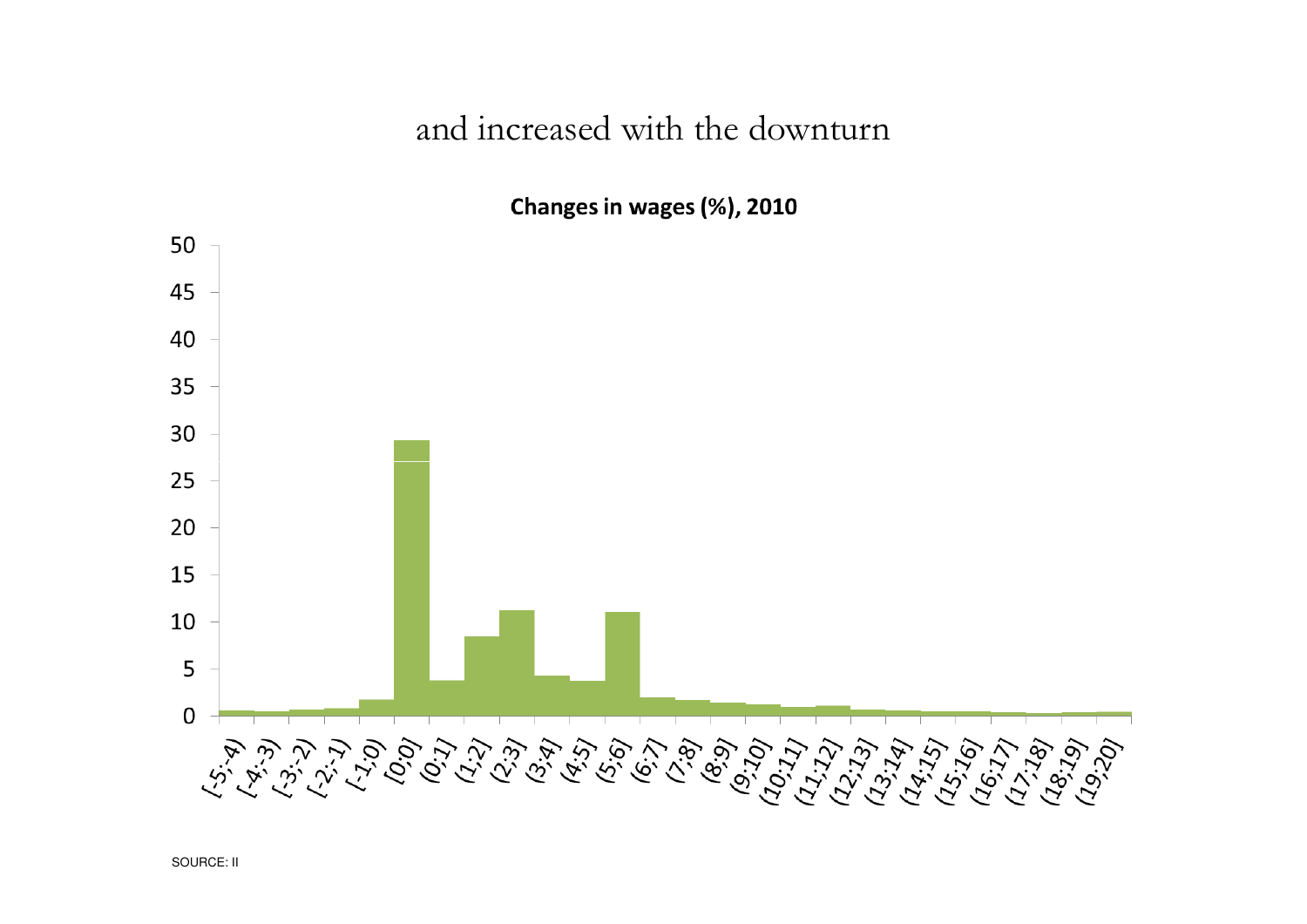# and increased with the downturn

**Changes in wages (%), 2010**

50
45
40
35
30
25
20
15
10
5
0

[-5;-4) [-4;-3) [-3;-2) [-2;-1) [-1;0) [0;0] (0;1] (1;2] (2;3] (3;4] (4;5] (5;6] (6;7] (7;8] (8;9] (9;10] (10;11] (11;12] (12;13] (13;14] (14;15] (15;16] (16;17] (17;18] (18;19] (19;20]

SOURCE: II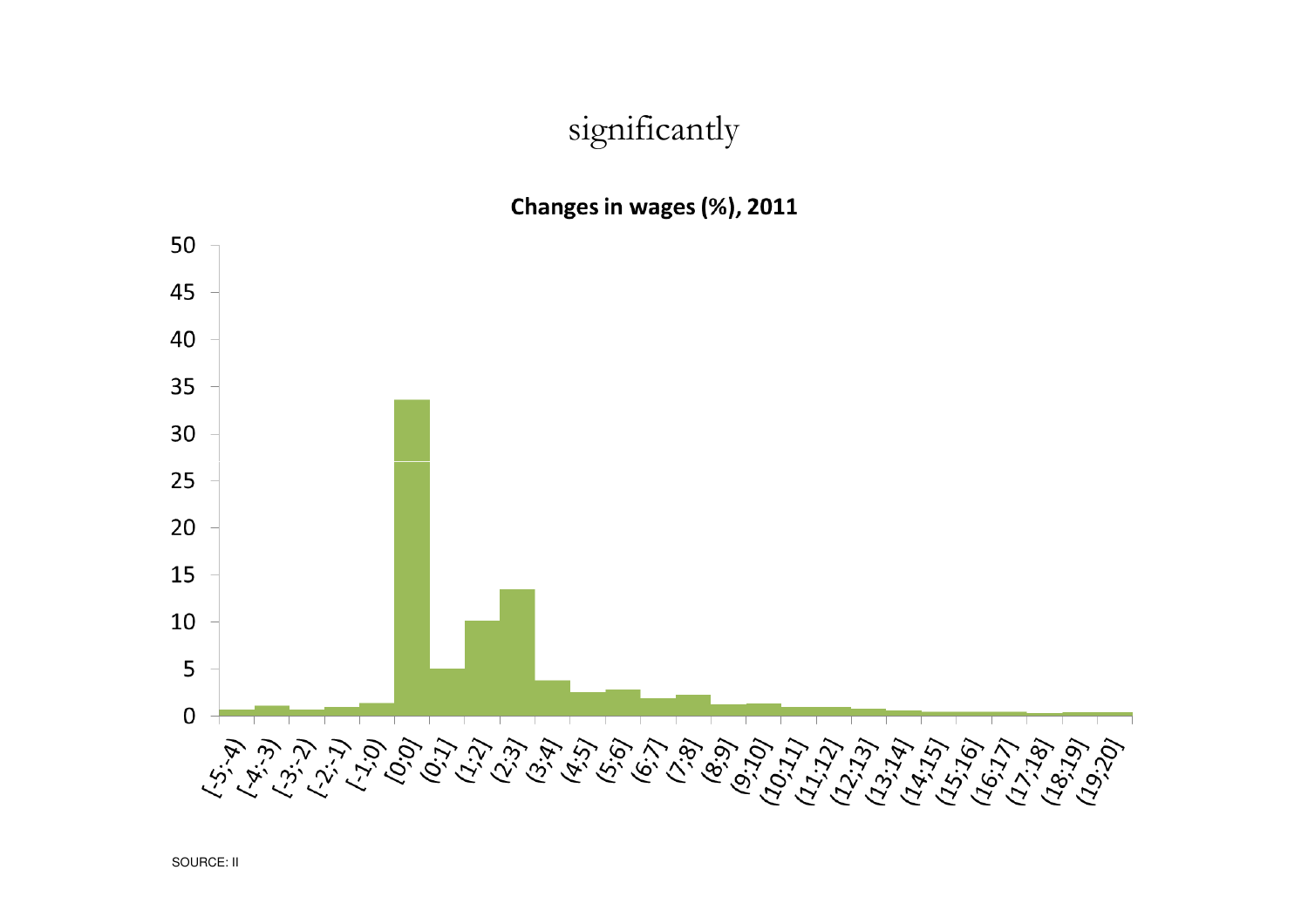significantly

**Changes in wages (%), 2011**

50
45
40
35
30
25
20
15
10
5
0

[-5;-4) [-4;-3) [-3;-2) [-2;-1) [-1;0) [0;0] (0;1] (1;2] (2;3] (3;4] (4;5] (5;6] (6;7] (7;8] (8;9] (9;10] (10;11] (11;12] (12;13] (13;14] (14;15] (15;16] (16;17] (17;18] (18;19] (19;20]

SOURCE: II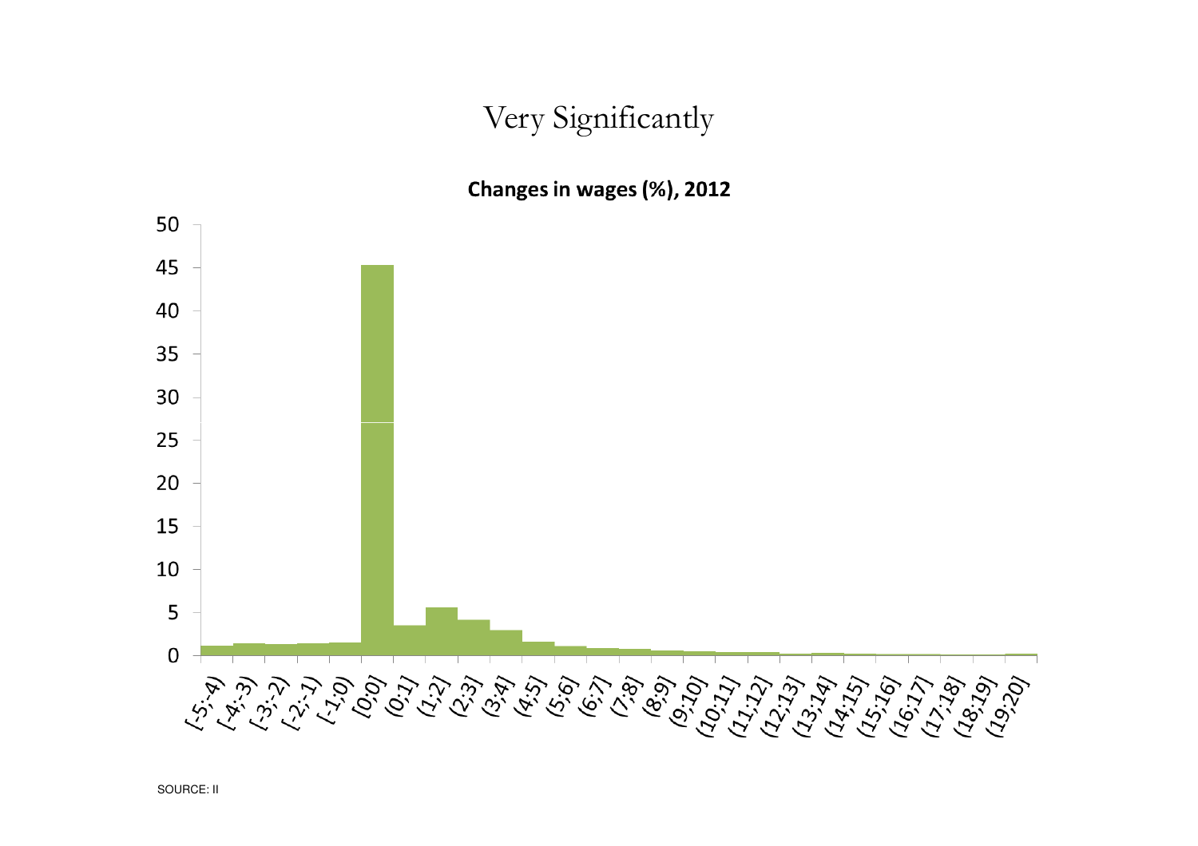# Very Significantly

**Changes in wages (%), 2012**

| Change in wages (%) | Value |
|---|---|
| [-5;-4) | 1.1 |
| [-4;-3) | 1.4 |
| [-3;-2) | 1.3 |
| [-2;-1) | 1.4 |
| [-1;0) | 1.5 |
| [0;0] | 45.3 |
| (0;1] | 3.5 |
| (1;2] | 5.6 |
| (2;3] | 4.1 |
| (3;4] | 2.9 |
| (4;5] | 1.6 |
| (5;6] | 1.1 |
| (6;7] | 0.8 |
| (7;8] | 0.7 |
| (8;9] | 0.5 |
| (9;10] | 0.5 |
| (10;11] | 0.4 |
| (11;12] | 0.4 |
| (12;13] | 0.2 |
| (13;14] | 0.3 |
| (14;15] | 0.2 |
| (15;16] | 0.1 |
| (16;17] | 0.1 |
| (17;18] | 0.1 |
| (18;19] | 0.1 |
| (19;20] | 0.2 |

SOURCE: II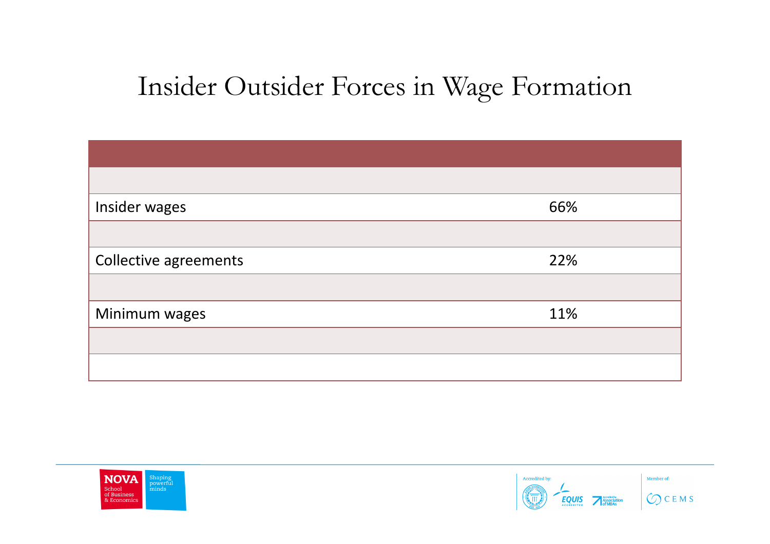# Insider Outsider Forces in Wage Formation

| | |
|---|---|
| Insider wages | 66% |
| Collective agreements | 22% |
| Minimum wages | 11% |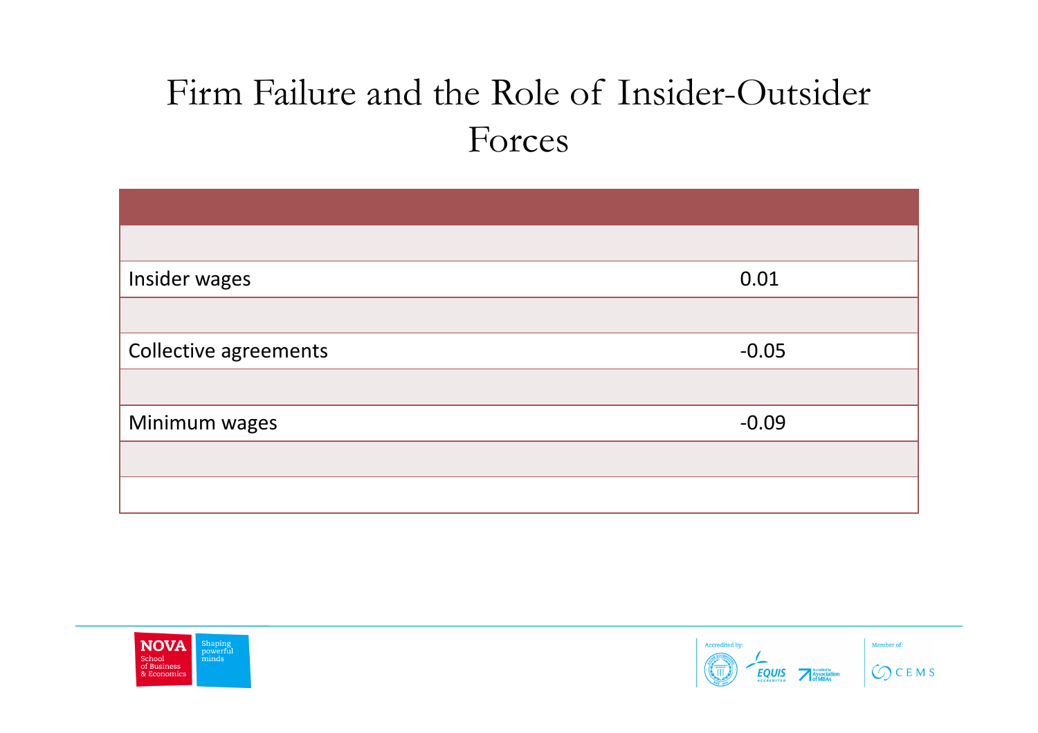# Firm Failure and the Role of Insider-Outsider Forces

| | |
|---|---|
| | |
| Insider wages | 0.01 |
| | |
| Collective agreements | -0.05 |
| | |
| Minimum wages | -0.09 |
| | |
| | |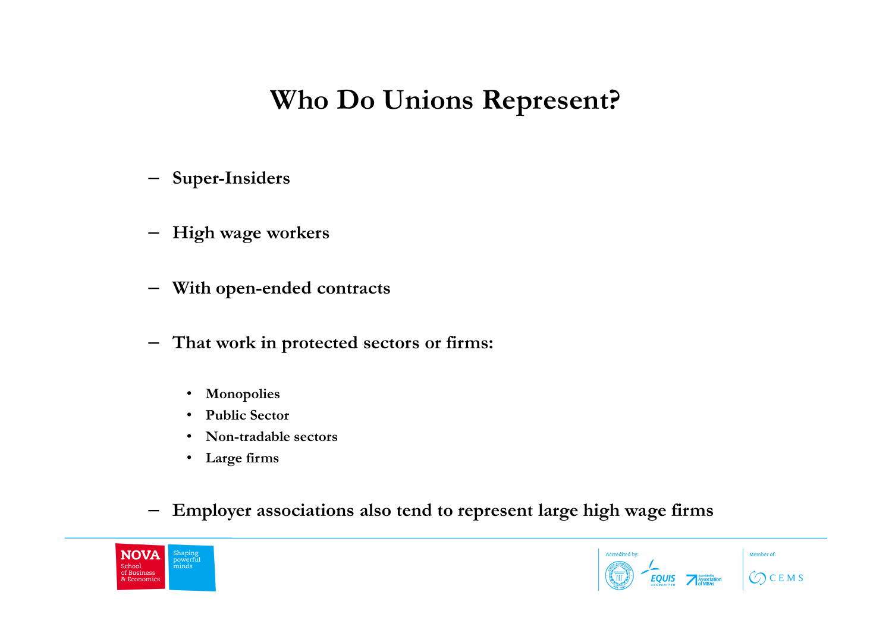# Who Do Unions Represent?

- **Super-Insiders**
- **High wage workers**
- **With open-ended contracts**
- **That work in protected sectors or firms:**
  - **Monopolies**
  - **Public Sector**
  - **Non-tradable sectors**
  - **Large firms**
- **Employer associations also tend to represent large high wage firms**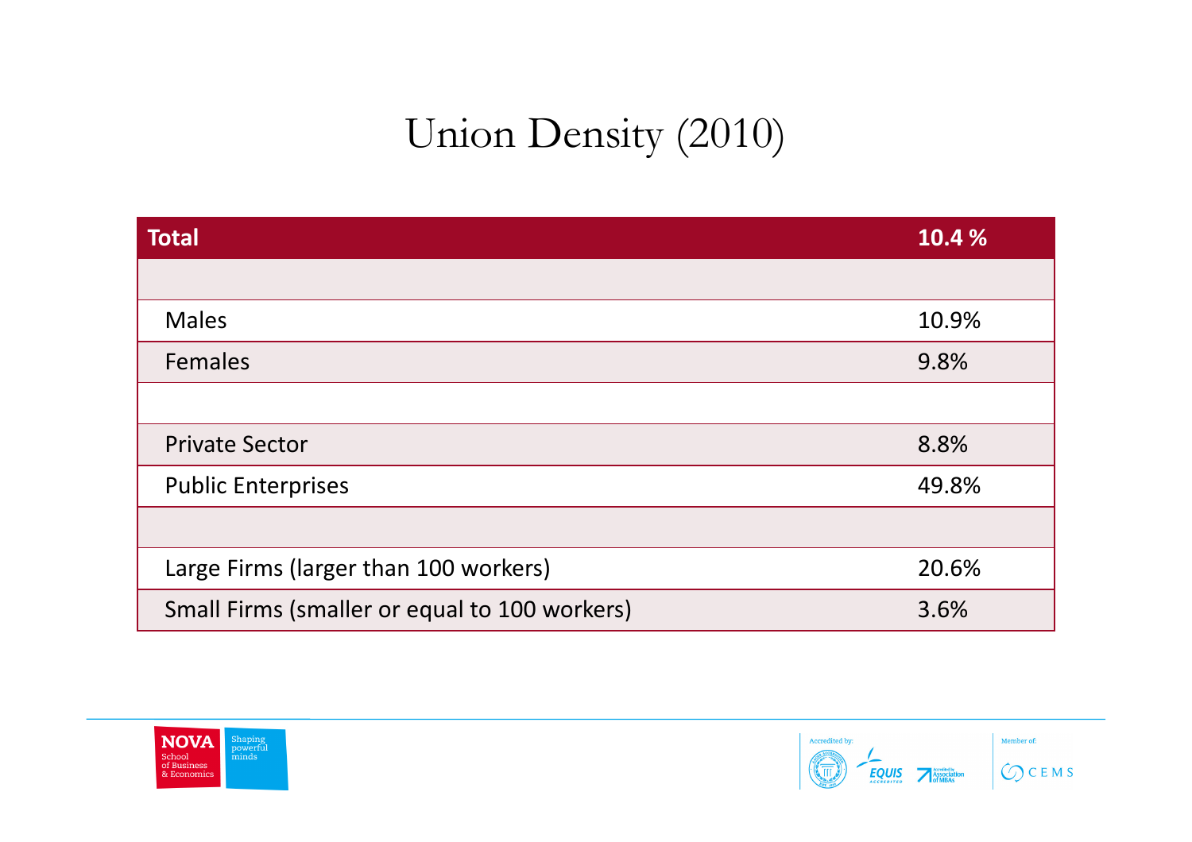# Union Density (2010)

| Total | 10.4 % |
|---|---|
| | |
| Males | 10.9% |
| Females | 9.8% |
| | |
| Private Sector | 8.8% |
| Public Enterprises | 49.8% |
| | |
| Large Firms (larger than 100 workers) | 20.6% |
| Small Firms (smaller or equal to 100 workers) | 3.6% |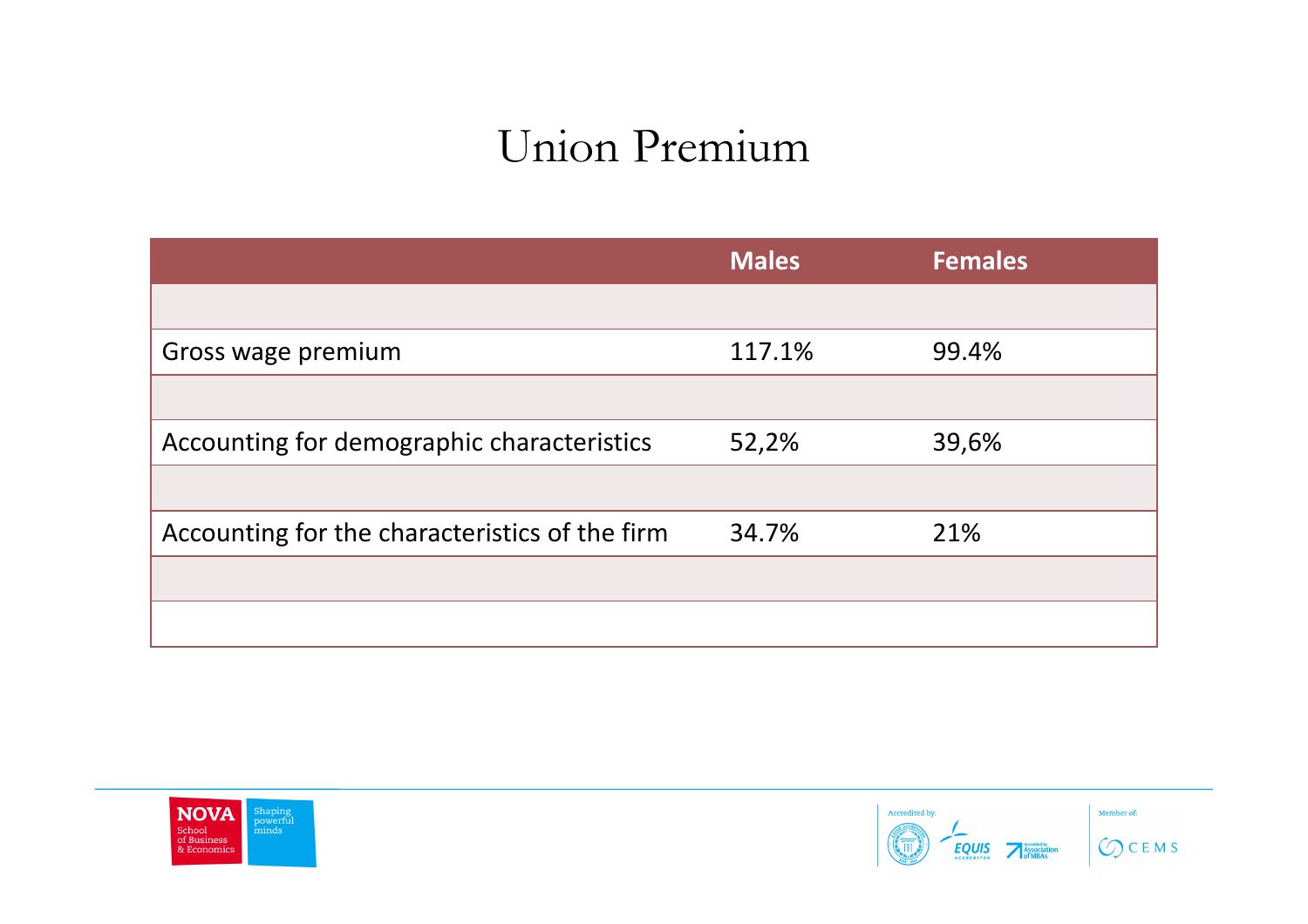# Union Premium

| | Males | Females |
|---|---|---|
| Gross wage premium | 117.1% | 99.4% |
| Accounting for demographic characteristics | 52,2% | 39,6% |
| Accounting for the characteristics of the firm | 34.7% | 21% |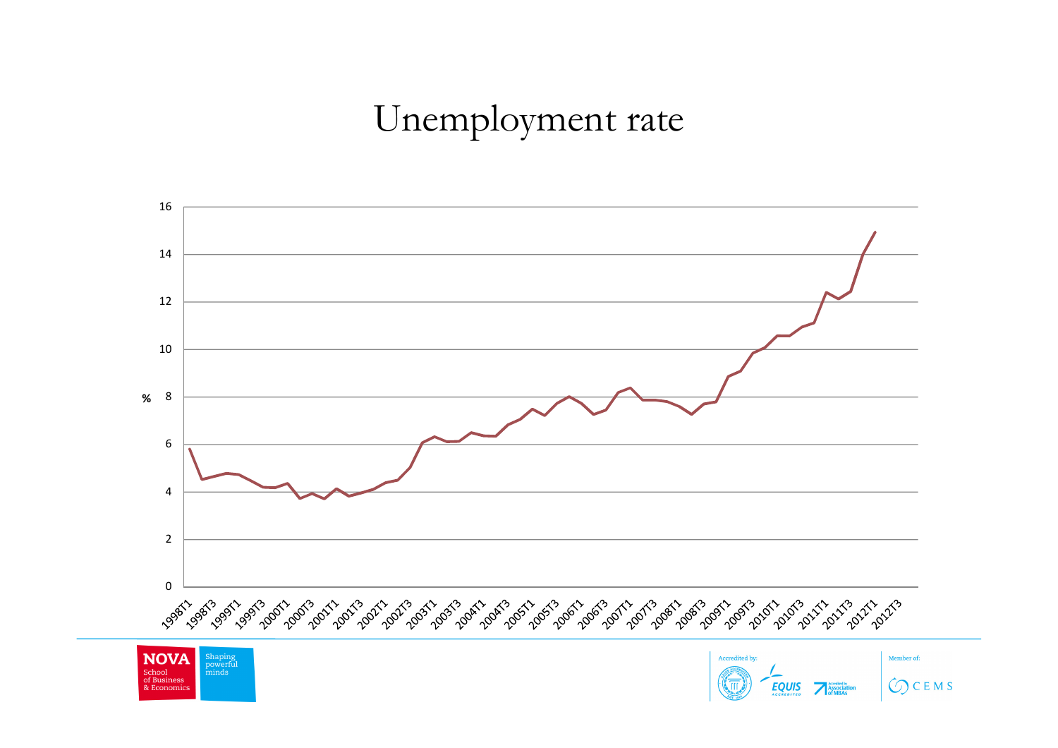# Unemployment rate

16
14
12
10
%
8
6
4
2
0

1998T1
1998T3
1999T1
1999T3
2000T1
2000T3
2001T1
2001T3
2002T1
2002T3
2003T1
2003T3
2004T1
2004T3
2005T1
2005T3
2006T1
2006T3
2007T1
2007T3
2008T1
2008T3
2009T1
2009T3
2010T1
2010T3
2011T1
2011T3
2012T1
2012T3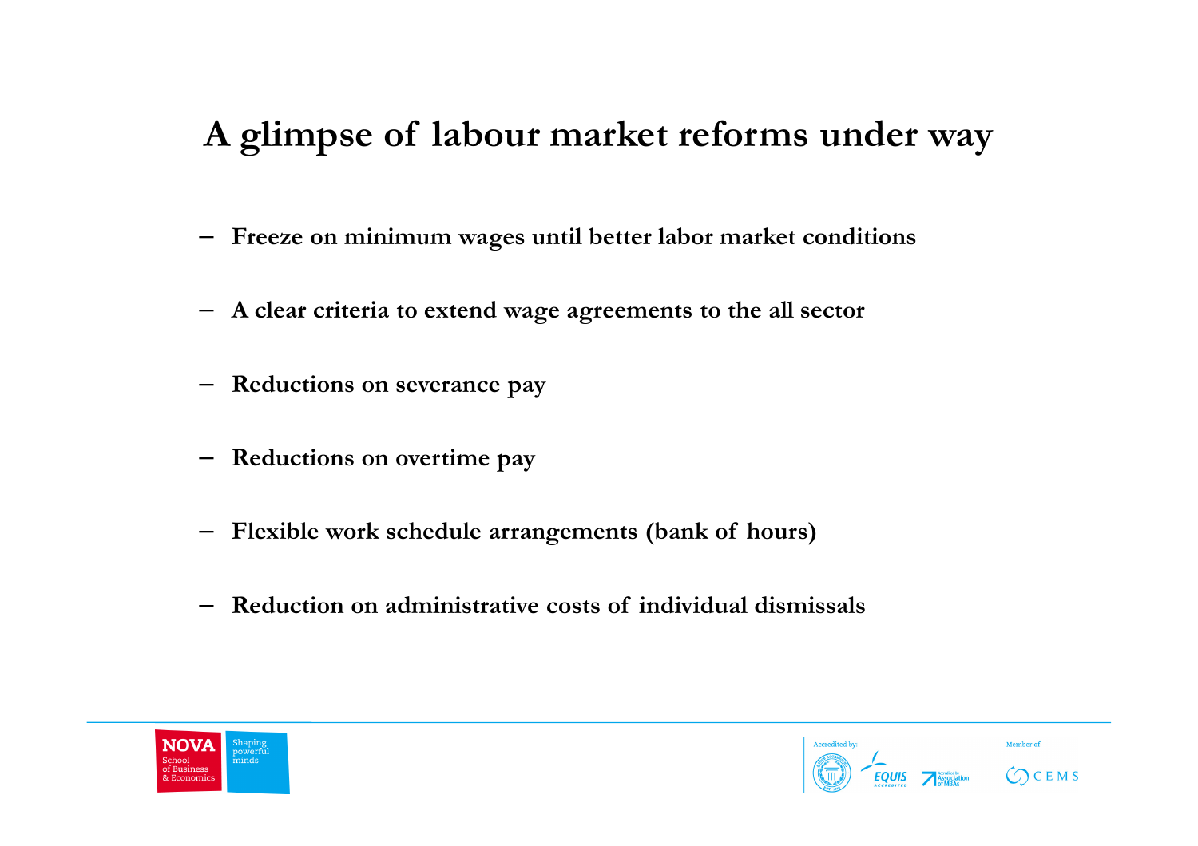# A glimpse of labour market reforms under way

- **Freeze on minimum wages until better labor market conditions**
- **A clear criteria to extend wage agreements to the all sector**
- **Reductions on severance pay**
- **Reductions on overtime pay**
- **Flexible work schedule arrangements (bank of hours)**
- **Reduction on administrative costs of individual dismissals**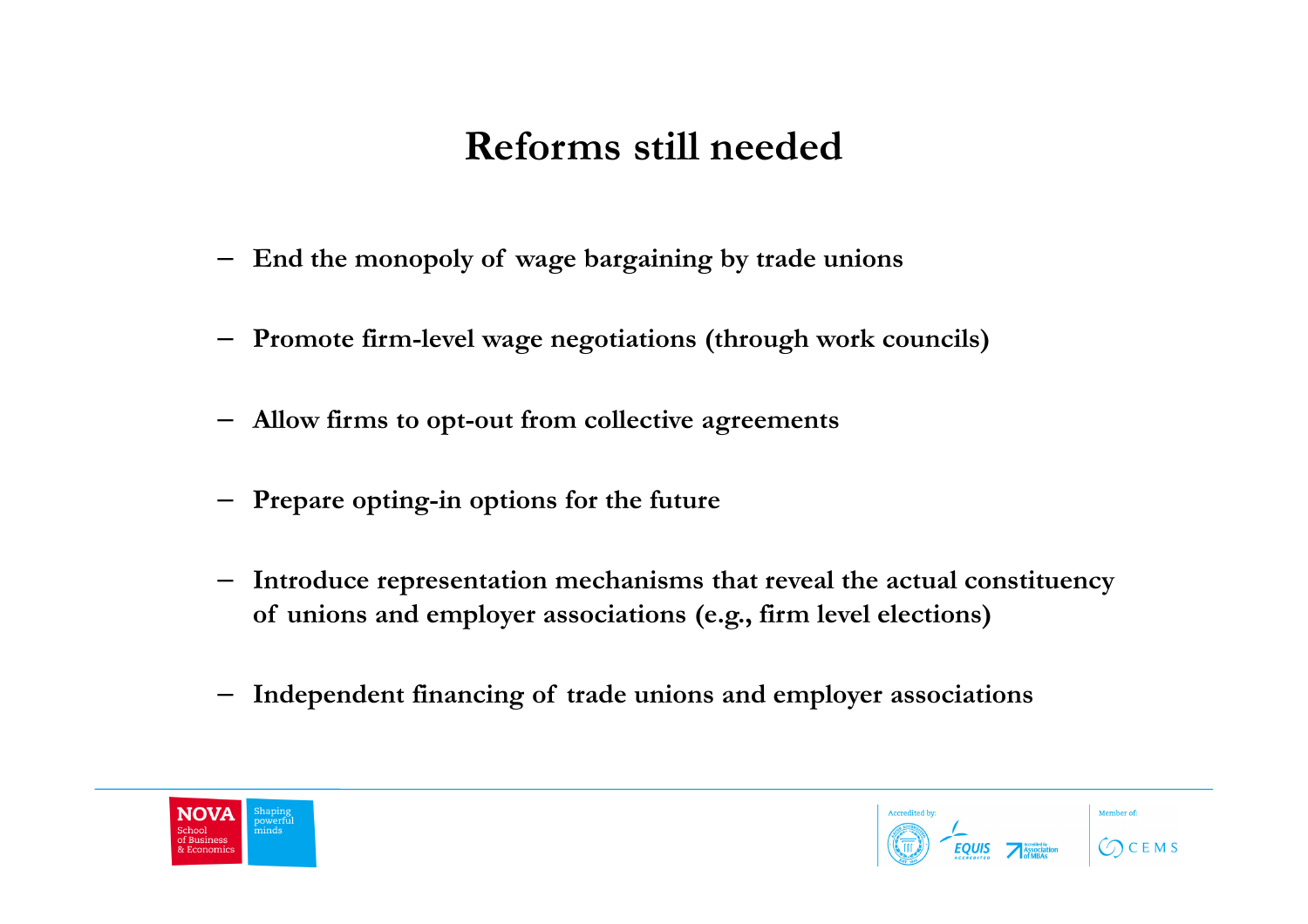# Reforms still needed

- **End the monopoly of wage bargaining by trade unions**
- **Promote firm-level wage negotiations (through work councils)**
- **Allow firms to opt-out from collective agreements**
- **Prepare opting-in options for the future**
- **Introduce representation mechanisms that reveal the actual constituency of unions and employer associations (e.g., firm level elections)**
- **Independent financing of trade unions and employer associations**